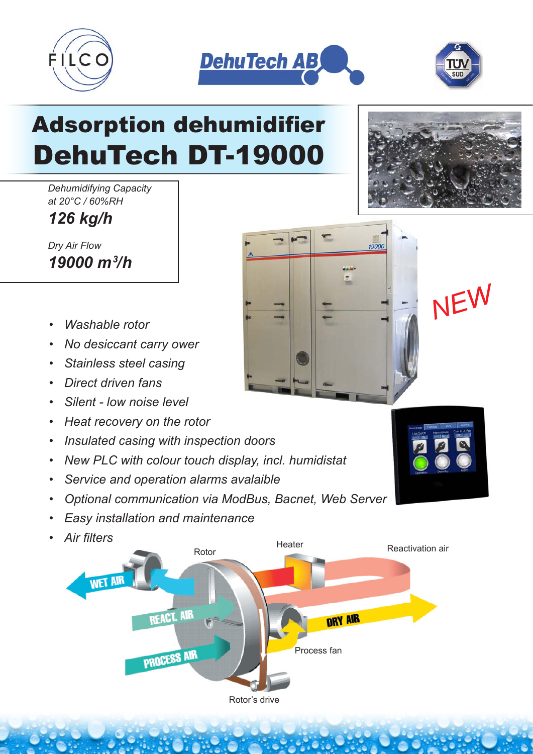# Adsorption dehumidifier

# DehuTech DT-19000

*Dehumidifying Capacity at 20°C / 60%RH*

***126 kg/h***

*Dry Air Flow*

***19000 m³/h***

NEW

- *Washable rotor*
- *No desiccant carry ower*
- *Stainless steel casing*
- *Direct driven fans*
- *Silent - low noise level*
- *Heat recovery on the rotor*
- *Insulated casing with inspection doors*
- *New PLC with colour touch display, incl. humidistat*
- *Service and operation alarms avalaible*
- *Optional communication via ModBus, Bacnet, Web Server*
- *Easy installation and maintenance*
- *Air filters*

Rotor

Heater

Reactivation air

WET AIR

REACT. AIR

DRY AIR

PROCESS AIR

Process fan

Rotor's drive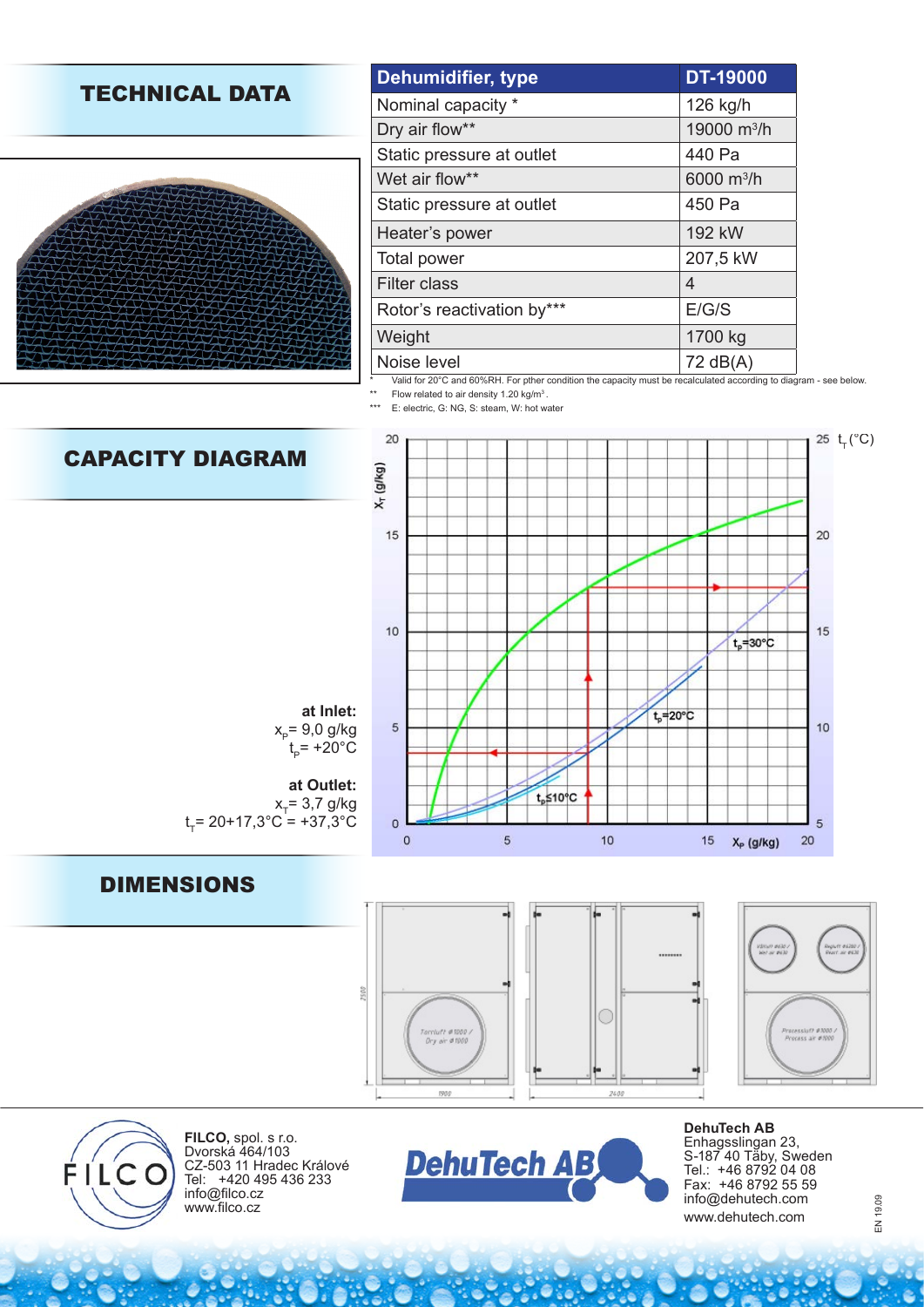## TECHNICAL DATA

| Dehumidifier, type | DT-19000 |
|---|---|
| Nominal capacity * | 126 kg/h |
| Dry air flow** | 19000 $m^3$/h |
| Static pressure at outlet | 440 Pa |
| Wet air flow** | 6000 $m^3$/h |
| Static pressure at outlet | 450 Pa |
| Heater's power | 192 kW |
| Total power | 207,5 kW |
| Filter class | 4 |
| Rotor's reactivation by*** | E/G/S |
| Weight | 1700 kg |
| Noise level | 72 dB(A) |

\* Valid for 20°C and 60%RH. For pther condition the capacity must be recalculated according to diagram - see below.

** Flow related to air density 1.20 kg/$m^3$.

*** E: electric, G: NG, S: steam, W: hot water

## CAPACITY DIAGRAM

**at Inlet:**
$x_P$= 9,0 g/kg
$t_P$= +20°C

**at Outlet:**
$x_T$= 3,7 g/kg
$t_T$= 20+17,3°C = +37,3°C

$X_T$ (g/kg)
20
15
10
5
0

0
5
10
15
$X_P$ (g/kg)
20

25 $t_T$(°C)
20
15
10
5

$t_p$=30°C
$t_p$=20°C
$t_p$≤10°C

## DIMENSIONS

2500
1900
2400
Torrluft Ø1000 / Dry air Ø1000
Våtluft Ø630 / Wet air Ø630
Regluft Ø630 / React air Ø630
Processluft Ø1000 / Process air Ø1000

**FILCO,** spol. s r.o.
Dvorská 464/103
CZ-503 11 Hradec Králové
Tel: +420 495 436 233
info@filco.cz
www.filco.cz

**DehuTech AB**
Enhagsslingan 23,
S-187 40 Täby, Sweden
Tel.: +46 8792 04 08
Fax: +46 8792 55 59
info@dehutech.com
www.dehutech.com

EN 19.09